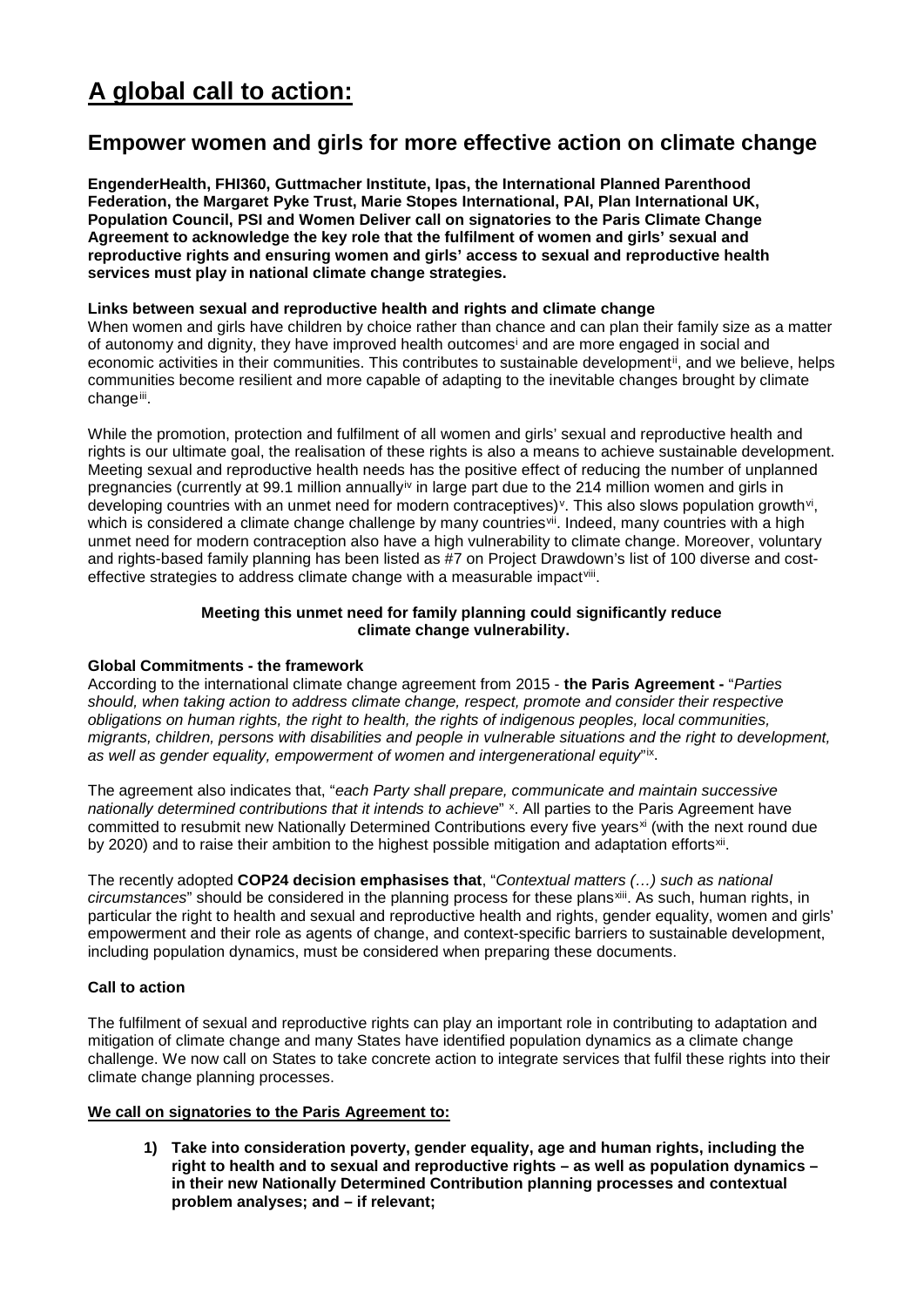# A global call to action:

## Empower women and girls for more effective action on climate change

**EngenderHealth, FHI360, Guttmacher Institute, Ipas, the International Planned Parenthood Federation, the Margaret Pyke Trust, Marie Stopes International, PAI, Plan International UK, Population Council, PSI and Women Deliver call on signatories to the Paris Climate Change Agreement to acknowledge the key role that the fulfilment of women and girls' sexual and reproductive rights and ensuring women and girls' access to sexual and reproductive health services must play in national climate change strategies.**

**Links between sexual and reproductive health and rights and climate change**

When women and girls have children by choice rather than chance and can plan their family size as a matter of autonomy and dignity, they have improved health outcomes[i] and are more engaged in social and economic activities in their communities. This contributes to sustainable development[ii], and we believe, helps communities become resilient and more capable of adapting to the inevitable changes brought by climate change[iii].

While the promotion, protection and fulfilment of all women and girls' sexual and reproductive health and rights is our ultimate goal, the realisation of these rights is also a means to achieve sustainable development. Meeting sexual and reproductive health needs has the positive effect of reducing the number of unplanned pregnancies (currently at 99.1 million annually[iv] in large part due to the 214 million women and girls in developing countries with an unmet need for modern contraceptives)[v]. This also slows population growth[vi], which is considered a climate change challenge by many countries[vii]. Indeed, many countries with a high unmet need for modern contraception also have a high vulnerability to climate change. Moreover, voluntary and rights-based family planning has been listed as #7 on Project Drawdown's list of 100 diverse and cost-effective strategies to address climate change with a measurable impact[viii].

**Meeting this unmet need for family planning could significantly reduce climate change vulnerability.**

**Global Commitments - the framework**

According to the international climate change agreement from 2015 - **the Paris Agreement -** "*Parties should, when taking action to address climate change, respect, promote and consider their respective obligations on human rights, the right to health, the rights of indigenous peoples, local communities, migrants, children, persons with disabilities and people in vulnerable situations and the right to development, as well as gender equality, empowerment of women and intergenerational equity*"[ix].

The agreement also indicates that, "*each Party shall prepare, communicate and maintain successive nationally determined contributions that it intends to achieve*" [x]. All parties to the Paris Agreement have committed to resubmit new Nationally Determined Contributions every five years[xi] (with the next round due by 2020) and to raise their ambition to the highest possible mitigation and adaptation efforts[xii].

The recently adopted **COP24 decision emphasises that**, "*Contextual matters (…) such as national circumstances*" should be considered in the planning process for these plans[xiii]. As such, human rights, in particular the right to health and sexual and reproductive health and rights, gender equality, women and girls' empowerment and their role as agents of change, and context-specific barriers to sustainable development, including population dynamics, must be considered when preparing these documents.

**Call to action**

The fulfilment of sexual and reproductive rights can play an important role in contributing to adaptation and mitigation of climate change and many States have identified population dynamics as a climate change challenge. We now call on States to take concrete action to integrate services that fulfil these rights into their climate change planning processes.

**We call on signatories to the Paris Agreement to:**

1) **Take into consideration poverty, gender equality, age and human rights, including the right to health and to sexual and reproductive rights – as well as population dynamics – in their new Nationally Determined Contribution planning processes and contextual problem analyses; and – if relevant;**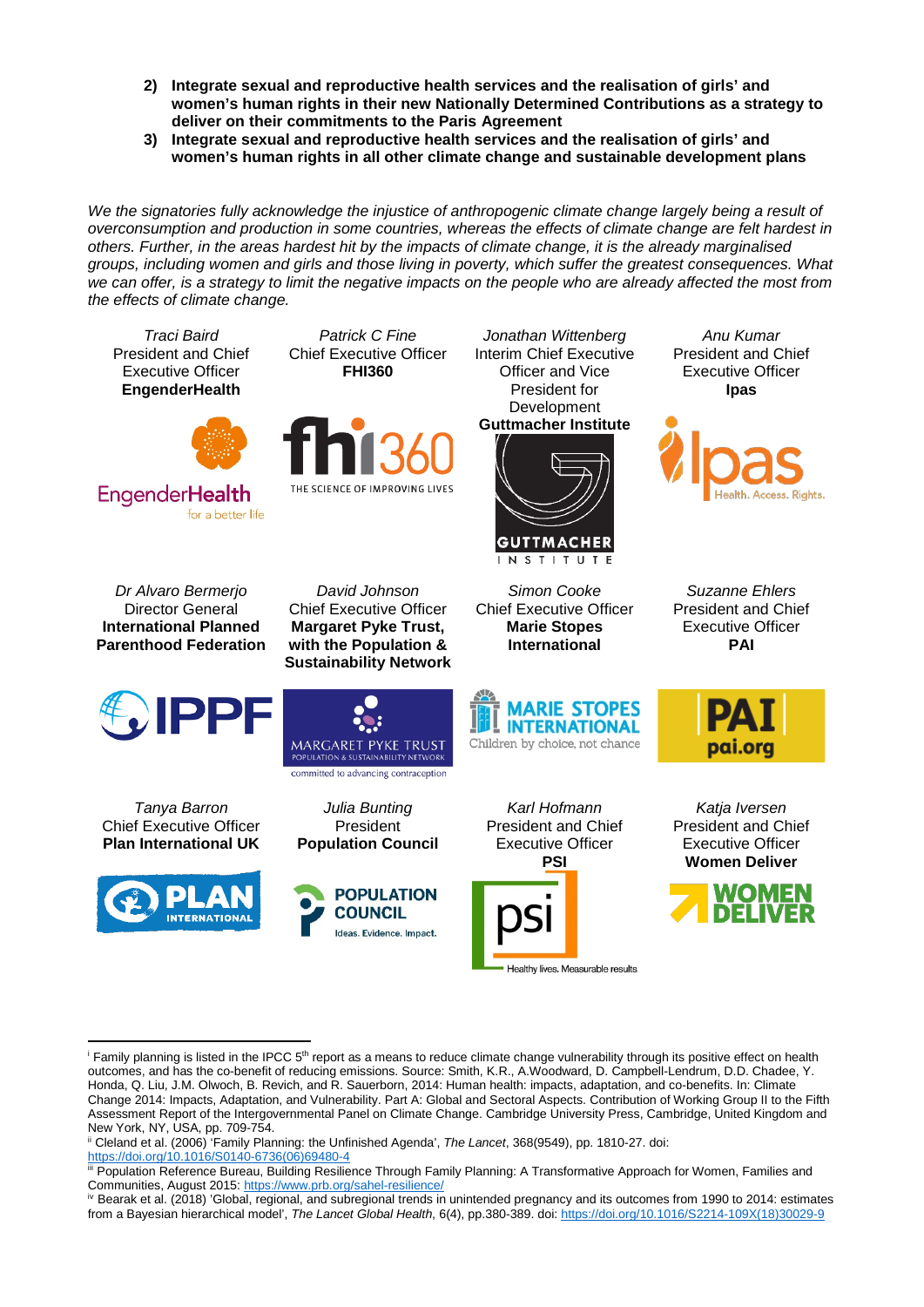2) **Integrate sexual and reproductive health services and the realisation of girls' and women's human rights in their new Nationally Determined Contributions as a strategy to deliver on their commitments to the Paris Agreement**
3) **Integrate sexual and reproductive health services and the realisation of girls' and women's human rights in all other climate change and sustainable development plans**

*We the signatories fully acknowledge the injustice of anthropogenic climate change largely being a result of overconsumption and production in some countries, whereas the effects of climate change are felt hardest in others. Further, in the areas hardest hit by the impacts of climate change, it is the already marginalised groups, including women and girls and those living in poverty, which suffer the greatest consequences. What we can offer, is a strategy to limit the negative impacts on the people who are already affected the most from the effects of climate change.*

*Traci Baird*
President and Chief Executive Officer
**EngenderHealth**

*Patrick C Fine*
Chief Executive Officer
**FHI360**

*Jonathan Wittenberg*
Interim Chief Executive Officer and Vice President for Development
**Guttmacher Institute**

*Anu Kumar*
President and Chief Executive Officer
**Ipas**

*Dr Alvaro Bermerjo*
Director General
**International Planned Parenthood Federation**

*David Johnson*
Chief Executive Officer
**Margaret Pyke Trust, with the Population & Sustainability Network**

*Simon Cooke*
Chief Executive Officer
**Marie Stopes International**

*Suzanne Ehlers*
President and Chief Executive Officer
**PAI**

*Tanya Barron*
Chief Executive Officer
**Plan International UK**

*Julia Bunting*
President
**Population Council**

*Karl Hofmann*
President and Chief Executive Officer
**PSI**

*Katja Iversen*
President and Chief Executive Officer
**Women Deliver**

---

[i] Family planning is listed in the IPCC 5th report as a means to reduce climate change vulnerability through its positive effect on health outcomes, and has the co-benefit of reducing emissions. Source: Smith, K.R., A.Woodward, D. Campbell-Lendrum, D.D. Chadee, Y. Honda, Q. Liu, J.M. Olwoch, B. Revich, and R. Sauerborn, 2014: Human health: impacts, adaptation, and co-benefits. In: Climate Change 2014: Impacts, Adaptation, and Vulnerability. Part A: Global and Sectoral Aspects. Contribution of Working Group II to the Fifth Assessment Report of the Intergovernmental Panel on Climate Change. Cambridge University Press, Cambridge, United Kingdom and New York, NY, USA, pp. 709-754.

[ii] Cleland et al. (2006) 'Family Planning: the Unfinished Agenda', *The Lancet*, 368(9549), pp. 1810-27. doi: https://doi.org/10.1016/S0140-6736(06)69480-4

[iii] Population Reference Bureau, Building Resilience Through Family Planning: A Transformative Approach for Women, Families and Communities, August 2015: https://www.prb.org/sahel-resilience/

[iv] Bearak et al. (2018) 'Global, regional, and subregional trends in unintended pregnancy and its outcomes from 1990 to 2014: estimates from a Bayesian hierarchical model', *The Lancet Global Health*, 6(4), pp.380-389. doi: https://doi.org/10.1016/S2214-109X(18)30029-9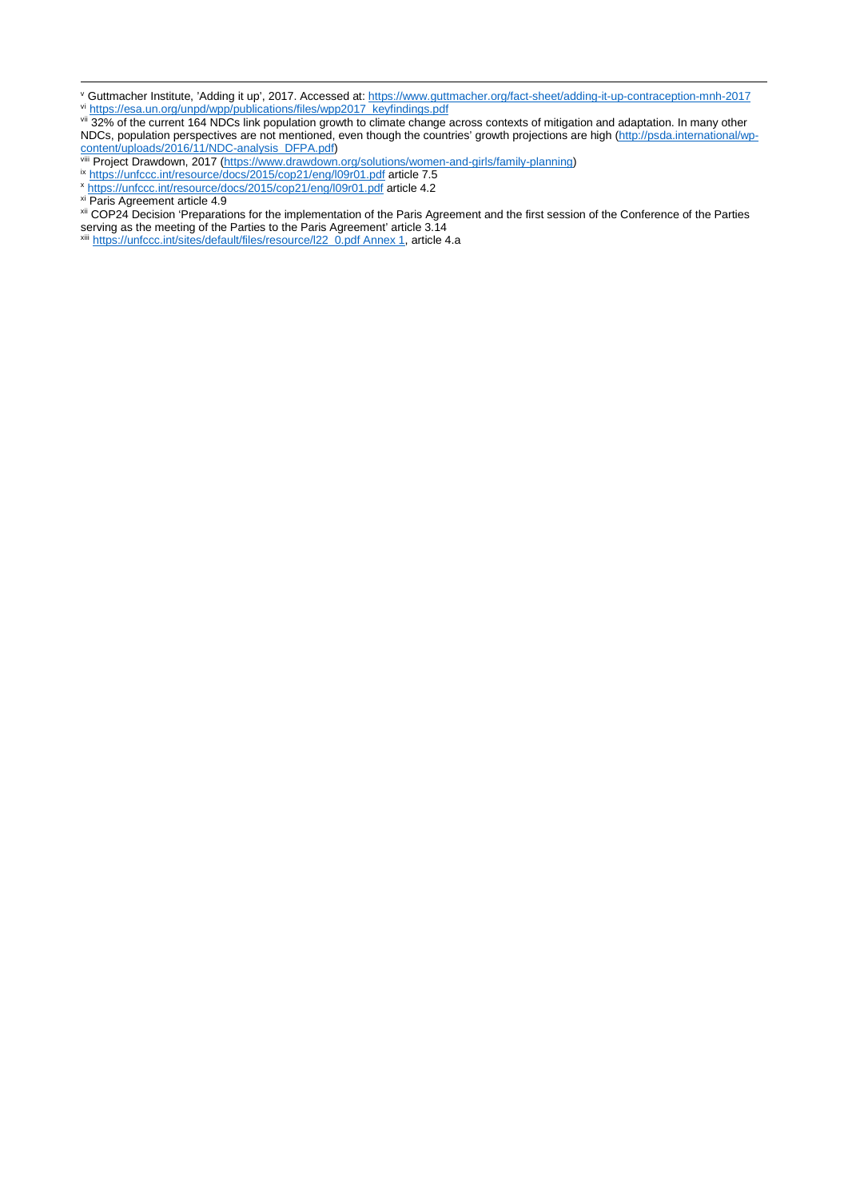[v] Guttmacher Institute, 'Adding it up', 2017. Accessed at: https://www.guttmacher.org/fact-sheet/adding-it-up-contraception-mnh-2017

[vi] https://esa.un.org/unpd/wpp/publications/files/wpp2017_keyfindings.pdf

[vii] 32% of the current 164 NDCs link population growth to climate change across contexts of mitigation and adaptation. In many other NDCs, population perspectives are not mentioned, even though the countries' growth projections are high (http://psda.international/wp-content/uploads/2016/11/NDC-analysis_DFPA.pdf)

[viii] Project Drawdown, 2017 (https://www.drawdown.org/solutions/women-and-girls/family-planning)

[ix] https://unfccc.int/resource/docs/2015/cop21/eng/l09r01.pdf article 7.5

[x] https://unfccc.int/resource/docs/2015/cop21/eng/l09r01.pdf article 4.2

[xi] Paris Agreement article 4.9

[xii] COP24 Decision 'Preparations for the implementation of the Paris Agreement and the first session of the Conference of the Parties serving as the meeting of the Parties to the Paris Agreement' article 3.14

[xiii] https://unfccc.int/sites/default/files/resource/l22_0.pdf Annex 1, article 4.a